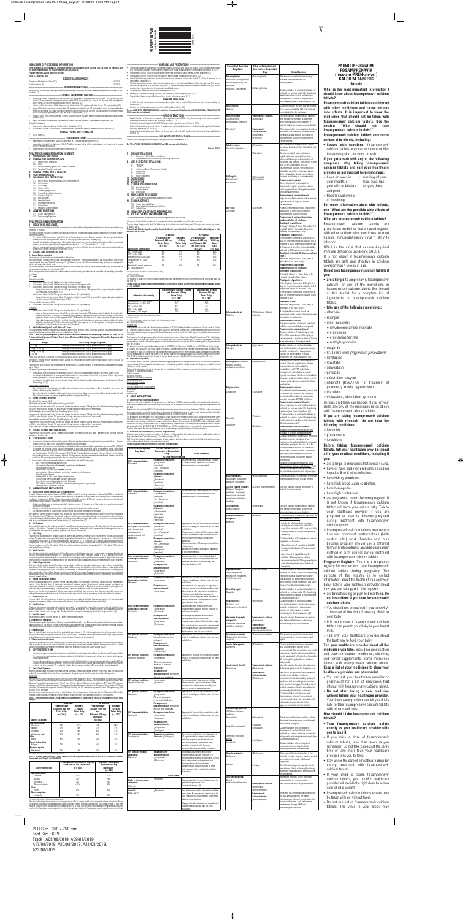HIGHLIGHTS OF PRESCRIBING INFORMATION

# PATIENT INFORMATION

## FOSAMPRENAVIR (foss-am-PREN-ah-veer) CALCIUM TABLETS

Rx only

### What is the most important information I should know about fosamprenavir calcium tablets?

**Fosamprenavir calcium tablets can interact with other medicines and cause serious side effects. It is important to know the medicines that should not be taken with fosamprenavir calcium tablets. See the section "Who should not take fosamprenavir calcium tablets?"**

**Fosamprenavir calcium tablets may cause serious side effects, including:**

- **Severe skin reactions.** Fosamprenavir calcium tablets may cause severe or life-threatening skin reactions or rash.

**If you get a rash with any of the following symptoms, stop taking fosamprenavir calcium tablets and call your healthcare provider or get medical help right away:**

- hives or sores in your mouth, or around your eyes
- swelling of your face, eyes, lips, tongue, throat and peels
- trouble swallowing or breathing

**For more information about side effects, see "What are the possible side effects of fosamprenavir calcium tablets?"**

### What are fosamprenavir calcium tablets?

Fosamprenavir calcium tablets are prescription medicines that are used together with other antiretroviral medicines to treat human immunodeficiency virus 1 (HIV-1) infection.

HIV-1 is the virus that causes Acquired Immune Deficiency Syndrome (AIDS).

It is not known if fosamprenavir calcium tablets are safe and effective in children younger than 4 weeks of age.

### Do not take fosamprenavir calcium tablets if you:

- **are allergic** to amprenavir, fosamprenavir calcium, or any of the ingredients in fosamprenavir calcium tablets. See the end of this leaflet for a complete list of ingredients in fosamprenavir calcium tablets.
- **are taking any of the following medicines:**
  - alfuzosin
  - rifampin
  - ergot including:
    - dihydroergotamine mesylate
    - ergonovine
    - ergotamine tartrate
    - methylergonovine
  - cisapride
  - St. John's wort (*Hypericum perforatum*)
  - lovastatin
  - simvastatin
  - pimozide
  - delavirdine mesylate
  - sildenafil (REVATIO), for treatment of pulmonary arterial hypertension
  - triazolam
  - midazolam, when taken by mouth

Serious problems can happen if you or your child take any of the medicines listed above with fosamprenavir calcium tablets.

**If you are taking fosamprenavir calcium tablets with ritonavir, do not take the following medicines:**

- flecainide
- propafenone
- lurasidone

### Before taking fosamprenavir calcium tablets, tell your healthcare provider about all of your medical conditions, including if you:

- are allergic to medicines that contain sulfa.
- have or have had liver problems, including hepatitis B or C virus infection.
- have kidney problems.
- have high blood sugar (diabetes).
- have hemophilia.
- have high cholesterol.
- are pregnant or plan to become pregnant. It is not known if fosamprenavir calcium tablets will harm your unborn baby. Talk to your healthcare provider if you are pregnant or plan to become pregnant during treatment with fosamprenavir calcium tablets.

  Fosamprenavir calcium tablets may reduce how well hormonal contraceptives (birth control pills) work. Females who may become pregnant should use a different form of birth control or an additional form of method of birth control during treatment with fosamprenavir calcium tablets.

  **Pregnancy Registry.** There is a pregnancy registry for women who take fosamprenavir calcium tablets during pregnancy. The purpose of the registry is to collect information about the health of you and your baby. Talk to your healthcare provider about how you can take part in this registry.
- are breastfeeding or plan to breastfeed. **Do not breastfeed if you take fosamprenavir calcium tablets.**

  You should not breastfeed if you have HIV-1 because of the risk of passing HIV-1 to your baby.

  It is not known if fosamprenavir calcium tablets can pass to your baby in your breast milk.

  Talk with your healthcare provider about the best way to feed your baby.

**Tell your healthcare provider about all the medicines you take,** including prescription and over-the-counter medicines, vitamins, and herbal supplements. Some medicines interact with fosamprenavir calcium tablets. **Keep a list of your medicines to show your healthcare provider and pharmacist.**

- You can ask your healthcare provider or pharmacist for a list of medicines that interact with fosamprenavir calcium tablets.
- **Do not start taking a new medicine without telling your healthcare provider.** Your healthcare provider can tell you if it is safe to take fosamprenavir calcium tablets with other medicines.

### How should I take fosamprenavir calcium tablets?

- **Take fosamprenavir calcium tablets exactly as your healthcare provider tells you to take it.**
- If you miss a dose of fosamprenavir calcium tablets, take it as soon as you remember. Do not take 2 doses at the same time or take more than your healthcare provider tells you to take.
- Stay under the care of a healthcare provider during treatment with fosamprenavir calcium tablets.
- If your child is taking fosamprenavir calcium tablets, your child's healthcare provider will decide the right dose based on your child's weight.
- Fosamprenavir calcium tablets may be taken with or without food.
- Do not run out of fosamprenavir calcium tablets. The virus in your blood may

PLR Size : 350 x 750 mm
Font Size : 6 Pt.
Track : A08/08/2019, A09/08/2019, A17/08/2019, A20/08/2019, A21/08/2019, A23/08/2019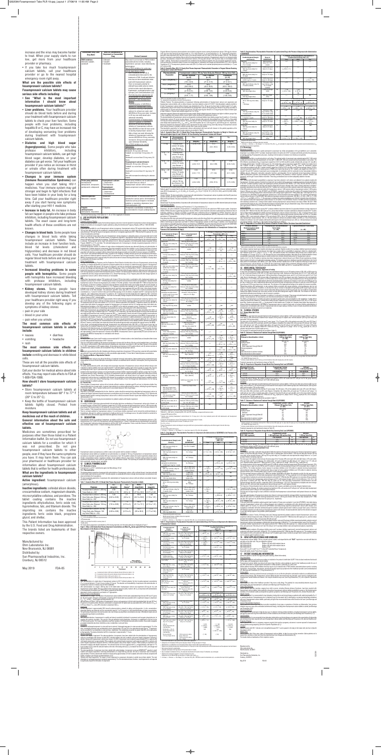increase and the virus may become harder to treat. When your supply starts to run low, get more from your healthcare provider or pharmacy.

- If you take too much fosamprenavir calcium tablets, call your healthcare provider or go to the nearest hospital emergency room right away.

**What are the possible side effects of fosamprenavir calcium tablets?**

**Fosamprenavir calcium tablets may cause serious side effects including:**

- **See "What is the most important information I should know about fosamprenavir calcium tablets?"**
- **Liver problems.** Your healthcare provider should do blood tests before and during your treatment with fosamprenavir calcium tablets to check your liver function. Some people with liver problems, including hepatitis B or C, may have an increased risk of developing worsening liver problems during treatment with fosamprenavir calcium tablets.
- **Diabetes and high blood sugar (hyperglycemia).** Some people who take protease inhibitors, including fosamprenavir calcium tablets, can get high blood sugar, develop diabetes, or your diabetes can get worse. Tell your healthcare provider if you notice an increase in thirst or urinate often during treatment with fosamprenavir calcium tablets.
- **Changes in your immune system (Immune Reconstitution Syndrome)** can happen when you start taking HIV-1 medicines. Your immune system may get stronger and begin to fight infections that have been hidden in your body for a long time. Call your healthcare provider right away if you start having new symptoms after starting your HIV-1 medicine.
- **Increase in body fat.** An increase in body fat can happen in people who take protease inhibitors, including fosamprenavir calcium tablets. The exact cause and long-term health effects of these conditions are not known.
- **Changes in blood tests.** Some people have changes in blood tests while taking fosamprenavir calcium tablets. These include an increase in liver function tests, blood fat levels (cholesterol and triglycerides) and an increase in red blood cells. Your healthcare provider should do regular blood tests before and during your treatment with fosamprenavir calcium tablets.
- **Increased bleeding problems in some people with hemophilia.** Some people with hemophilia have increased bleeding with protease inhibitors, including fosamprenavir calcium tablets.
- **Kidney stones.** Some people have developed kidney stones during treatment with fosamprenavir calcium tablets. Tell your healthcare provider right away if you develop any of the following signs or symptoms of kidney stones:
  - pain in your side
  - blood in your urine
  - pain when you urinate

**The most common side effects of fosamprenavir calcium tablets in adults include:**

- nausea
- diarrhea
- vomiting
- headache
- rash

**The most common side effects of fosamprenavir calcium tablets in children include** vomiting and decrease in white blood cells.

These are not all the possible side effects of fosamprenavir calcium tablets.

Call your doctor for medical advice about side effects. You may report side effects to FDA at 1-800-FDA-1088.

**How should I store fosamprenavir calcium tablets?**

- Store fosamprenavir calcium tablets at room temperature between 68° F to 77° F (20° C to 25° C).
- Keep the bottle of fosamprenavir calcium tablets tightly closed. Protect from moisture.

**Keep fosamprenavir calcium tablets and all medicines out of the reach of children.**

**General information about the safe and effective use of fosamprenavir calcium tablets.**

Medicines are sometimes prescribed for purposes other than those listed in a Patient Information leaflet. Do not use fosamprenavir calcium tablets for a condition for which it was not prescribed. Do not give fosamprenavir calcium tablets to other people, even if they have the same symptoms you have. It may harm them. You can ask your pharmacist or healthcare provider for information about fosamprenavir calcium tablets that is written for health professionals.

**What are the ingredients in fosamprenavir calcium tablets?**

**Active ingredient:** fosamprenavir calcium (amorphous).

**Inactive ingredients:** colloidal silicon dioxide, croscarmellose sodium, magnesium stearate, microcrystalline cellulose, and povidone. The tablet coating contains the inactive ingredients ethylcellulose, ferric oxide red, hypromellose, talc and titanium dioxide. The imprinting ink contains the inactive ingredients ferric oxide black, propylene glycol and shellac.

This Patient Information has been approved by the U.S. Food and Drug Administration.

The brands listed are trademarks of their respective owners.

Manufactured by:
Ohm Laboratories Inc.
New Brunswick, NJ 08901
Distributed by:
Sun Pharmaceutical Industries, Inc.
Cranbury, NJ 08512

May 2019 FDA-05